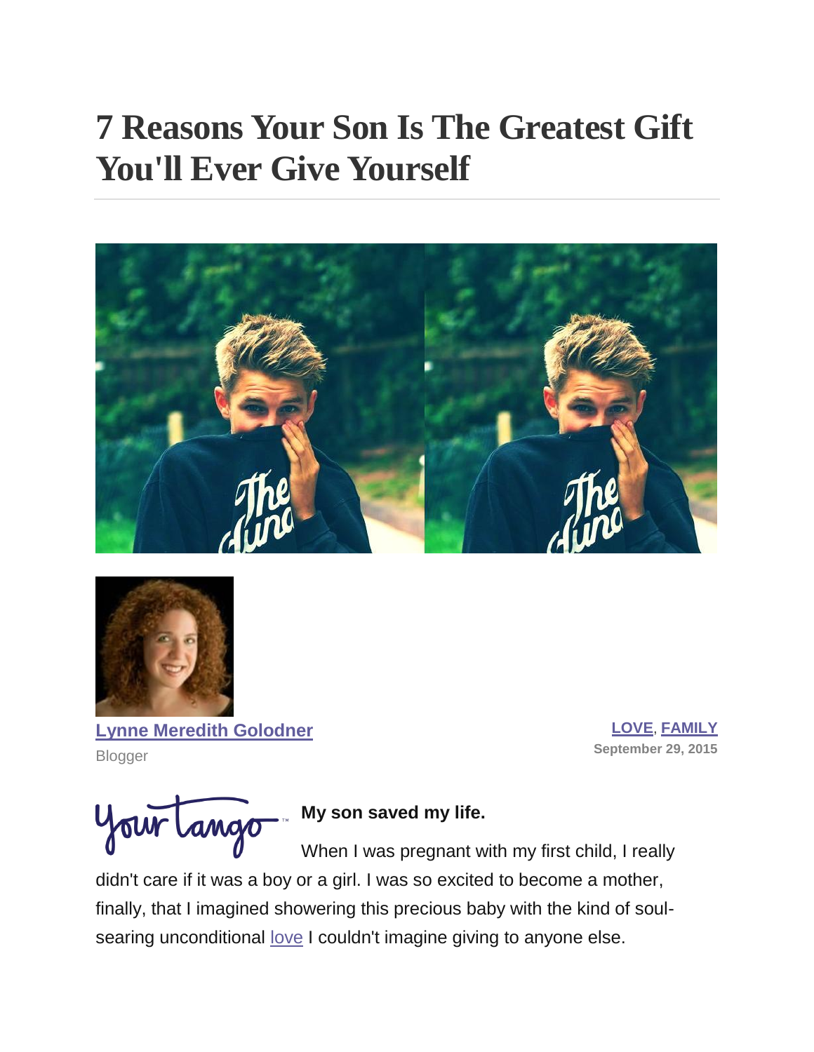# 7 Reasons Your Son Is The Greatest Gift You'll Ever Give Yourself

Lynne Meredith Golodner

Blogger

LOVE, FAMILY

September 29, 2015

**My son saved my life.**

When I was pregnant with my first child, I really didn't care if it was a boy or a girl. I was so excited to become a mother, finally, that I imagined showering this precious baby with the kind of soul-searing unconditional love I couldn't imagine giving to anyone else.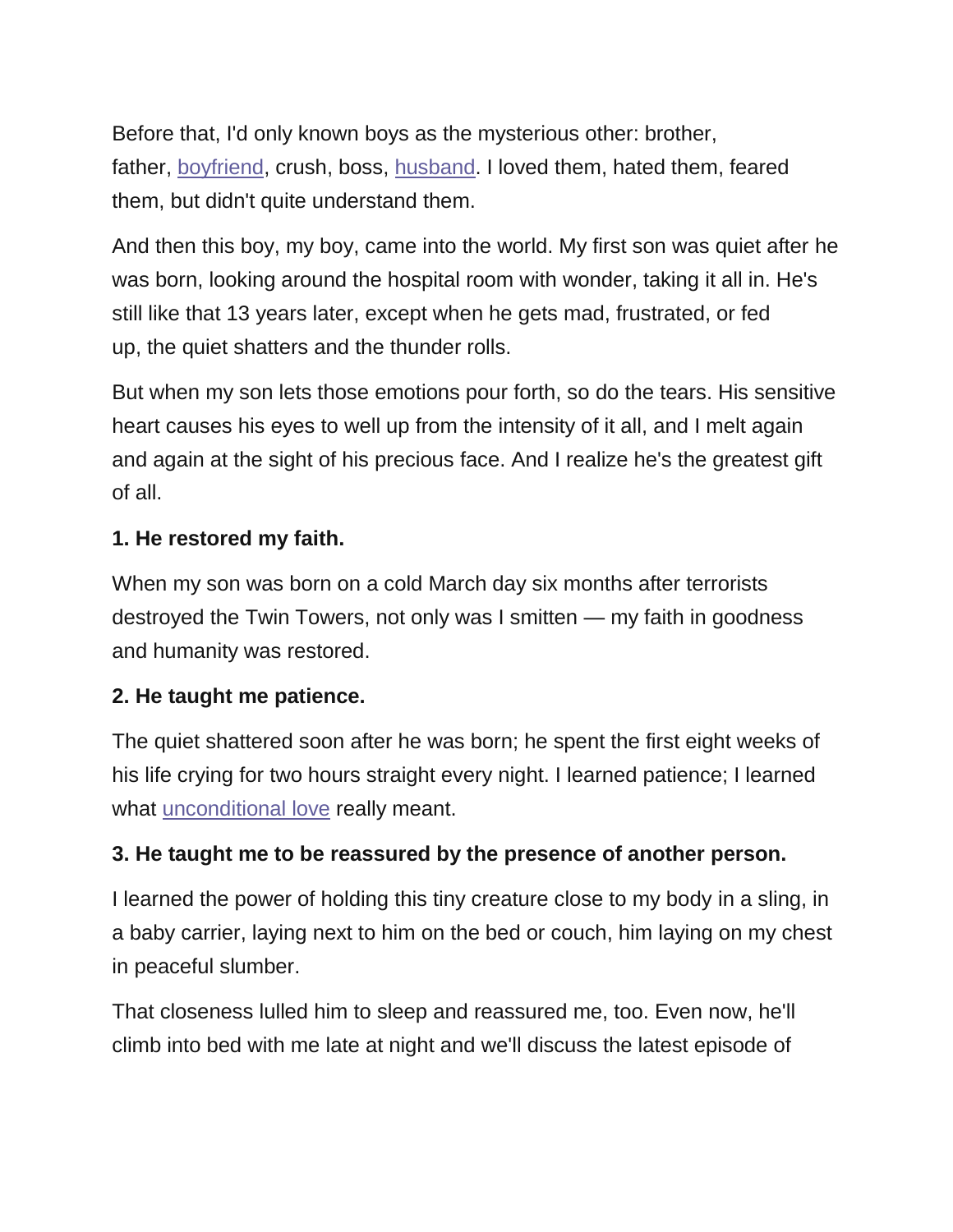Before that, I'd only known boys as the mysterious other: brother, father, boyfriend, crush, boss, husband. I loved them, hated them, feared them, but didn't quite understand them.

And then this boy, my boy, came into the world. My first son was quiet after he was born, looking around the hospital room with wonder, taking it all in. He's still like that 13 years later, except when he gets mad, frustrated, or fed up, the quiet shatters and the thunder rolls.

But when my son lets those emotions pour forth, so do the tears. His sensitive heart causes his eyes to well up from the intensity of it all, and I melt again and again at the sight of his precious face. And I realize he's the greatest gift of all.

**1. He restored my faith.**

When my son was born on a cold March day six months after terrorists destroyed the Twin Towers, not only was I smitten — my faith in goodness and humanity was restored.

**2. He taught me patience.**

The quiet shattered soon after he was born; he spent the first eight weeks of his life crying for two hours straight every night. I learned patience; I learned what unconditional love really meant.

**3. He taught me to be reassured by the presence of another person.**

I learned the power of holding this tiny creature close to my body in a sling, in a baby carrier, laying next to him on the bed or couch, him laying on my chest in peaceful slumber.

That closeness lulled him to sleep and reassured me, too. Even now, he'll climb into bed with me late at night and we'll discuss the latest episode of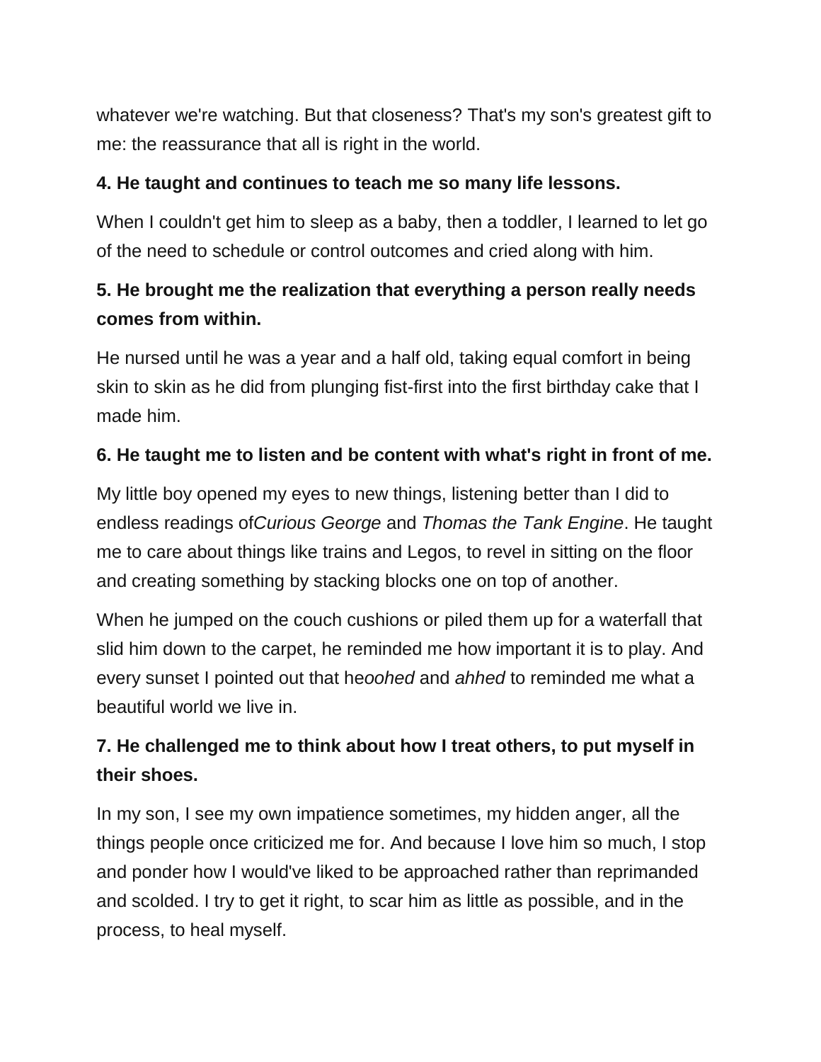whatever we're watching. But that closeness? That's my son's greatest gift to me: the reassurance that all is right in the world.

**4. He taught and continues to teach me so many life lessons.**

When I couldn't get him to sleep as a baby, then a toddler, I learned to let go of the need to schedule or control outcomes and cried along with him.

**5. He brought me the realization that everything a person really needs comes from within.**

He nursed until he was a year and a half old, taking equal comfort in being skin to skin as he did from plunging fist-first into the first birthday cake that I made him.

**6. He taught me to listen and be content with what's right in front of me.**

My little boy opened my eyes to new things, listening better than I did to endless readings of*Curious George* and *Thomas the Tank Engine*. He taught me to care about things like trains and Legos, to revel in sitting on the floor and creating something by stacking blocks one on top of another.

When he jumped on the couch cushions or piled them up for a waterfall that slid him down to the carpet, he reminded me how important it is to play. And every sunset I pointed out that he*oohed* and *ahhed* to reminded me what a beautiful world we live in.

**7. He challenged me to think about how I treat others, to put myself in their shoes.**

In my son, I see my own impatience sometimes, my hidden anger, all the things people once criticized me for. And because I love him so much, I stop and ponder how I would've liked to be approached rather than reprimanded and scolded. I try to get it right, to scar him as little as possible, and in the process, to heal myself.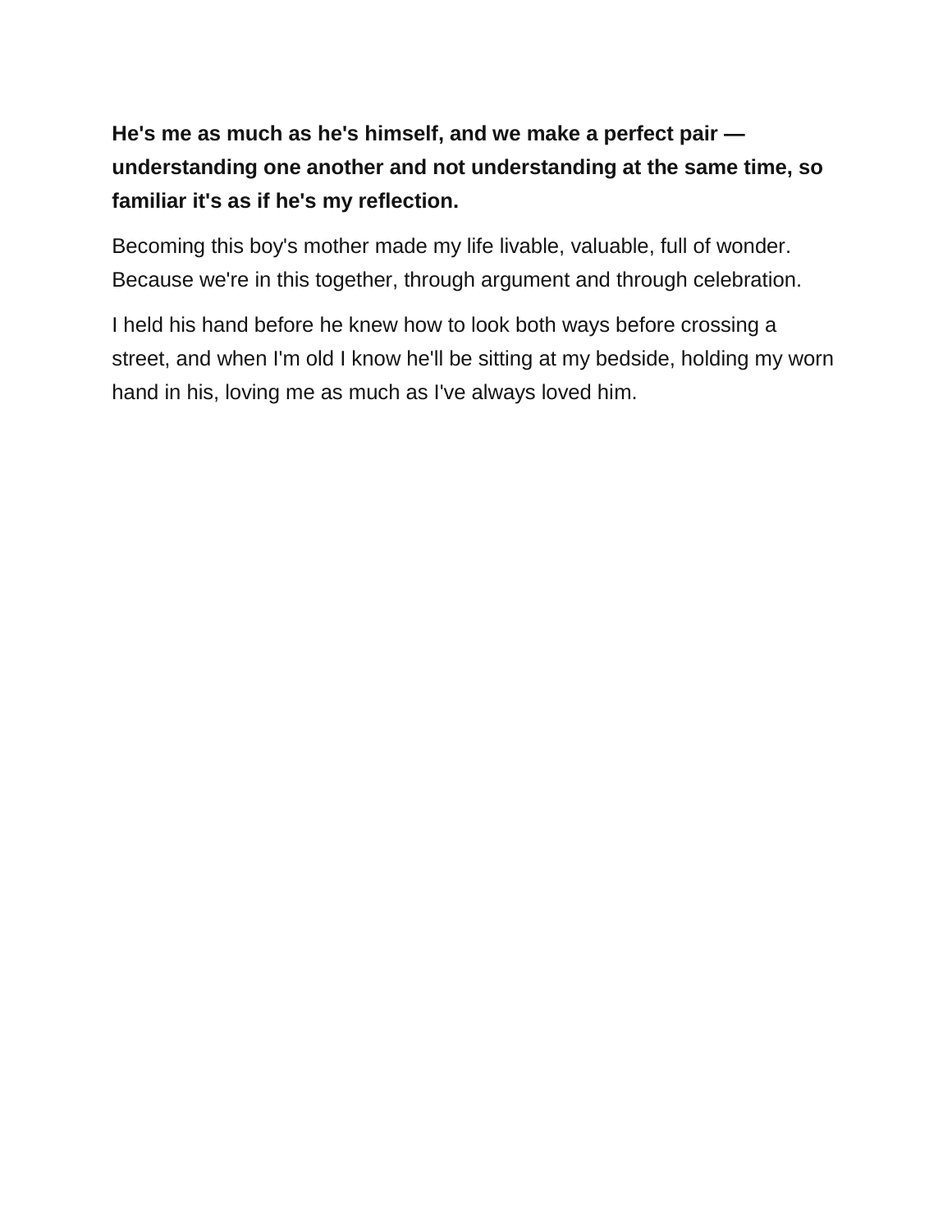**He's me as much as he's himself, and we make a perfect pair — understanding one another and not understanding at the same time, so familiar it's as if he's my reflection.**

Becoming this boy's mother made my life livable, valuable, full of wonder. Because we're in this together, through argument and through celebration.

I held his hand before he knew how to look both ways before crossing a street, and when I'm old I know he'll be sitting at my bedside, holding my worn hand in his, loving me as much as I've always loved him.